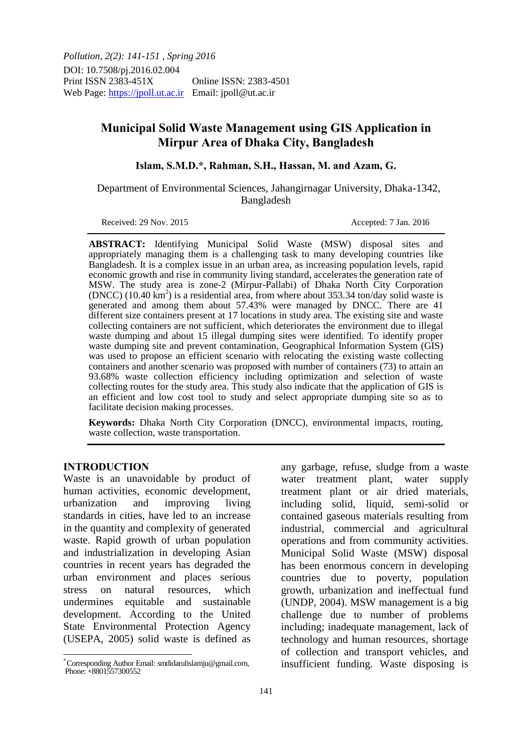*Pollution, 2(2): 141-151 , Spring 2016*

DOI: 10.7508/pj.2016.02.004

Print ISSN 2383-451X Online ISSN: 2383-4501

Web Page: https://jpoll.ut.ac.ir Email: jpoll@ut.ac.ir

# Municipal Solid Waste Management using GIS Application in Mirpur Area of Dhaka City, Bangladesh

**Islam, S.M.D.\*, Rahman, S.H., Hassan, M. and Azam, G.**

Department of Environmental Sciences, Jahangirnagar University, Dhaka-1342, Bangladesh

Received: 29 Nov. 2015 Accepted: 7 Jan. 2016

**ABSTRACT:** Identifying Municipal Solid Waste (MSW) disposal sites and appropriately managing them is a challenging task to many developing countries like Bangladesh. It is a complex issue in an urban area, as increasing population levels, rapid economic growth and rise in community living standard, accelerates the generation rate of MSW. The study area is zone-2 (Mirpur-Pallabi) of Dhaka North City Corporation (DNCC) (10.40 $km^2$) is a residential area, from where about 353.34 ton/day solid waste is generated and among them about 57.43% were managed by DNCC. There are 41 different size containers present at 17 locations in study area. The existing site and waste collecting containers are not sufficient, which deteriorates the environment due to illegal waste dumping and about 15 illegal dumping sites were identified. To identify proper waste dumping site and prevent contamination, Geographical Information System (GIS) was used to propose an efficient scenario with relocating the existing waste collecting containers and another scenario was proposed with number of containers (73) to attain an 93.68% waste collection efficiency including optimization and selection of waste collecting routes for the study area. This study also indicate that the application of GIS is an efficient and low cost tool to study and select appropriate dumping site so as to facilitate decision making processes.

**Keywords:** Dhaka North City Corporation (DNCC), environmental impacts, routing, waste collection, waste transportation.

## INTRODUCTION

Waste is an unavoidable by product of human activities, economic development, urbanization and improving living standards in cities, have led to an increase in the quantity and complexity of generated waste. Rapid growth of urban population and industrialization in developing Asian countries in recent years has degraded the urban environment and places serious stress on natural resources, which undermines equitable and sustainable development. According to the United State Environmental Protection Agency (USEPA, 2005) solid waste is defined as any garbage, refuse, sludge from a waste water treatment plant, water supply treatment plant or air dried materials, including solid, liquid, semi-solid or contained gaseous materials resulting from industrial, commercial and agricultural operations and from community activities. Municipal Solid Waste (MSW) disposal has been enormous concern in developing countries due to poverty, population growth, urbanization and ineffectual fund (UNDP, 2004). MSW management is a big challenge due to number of problems including; inadequate management, lack of technology and human resources, shortage of collection and transport vehicles, and insufficient funding. Waste disposing is

\* Corresponding Author Email: smdidarulislamju@gmail.com, Phone: +8801557300552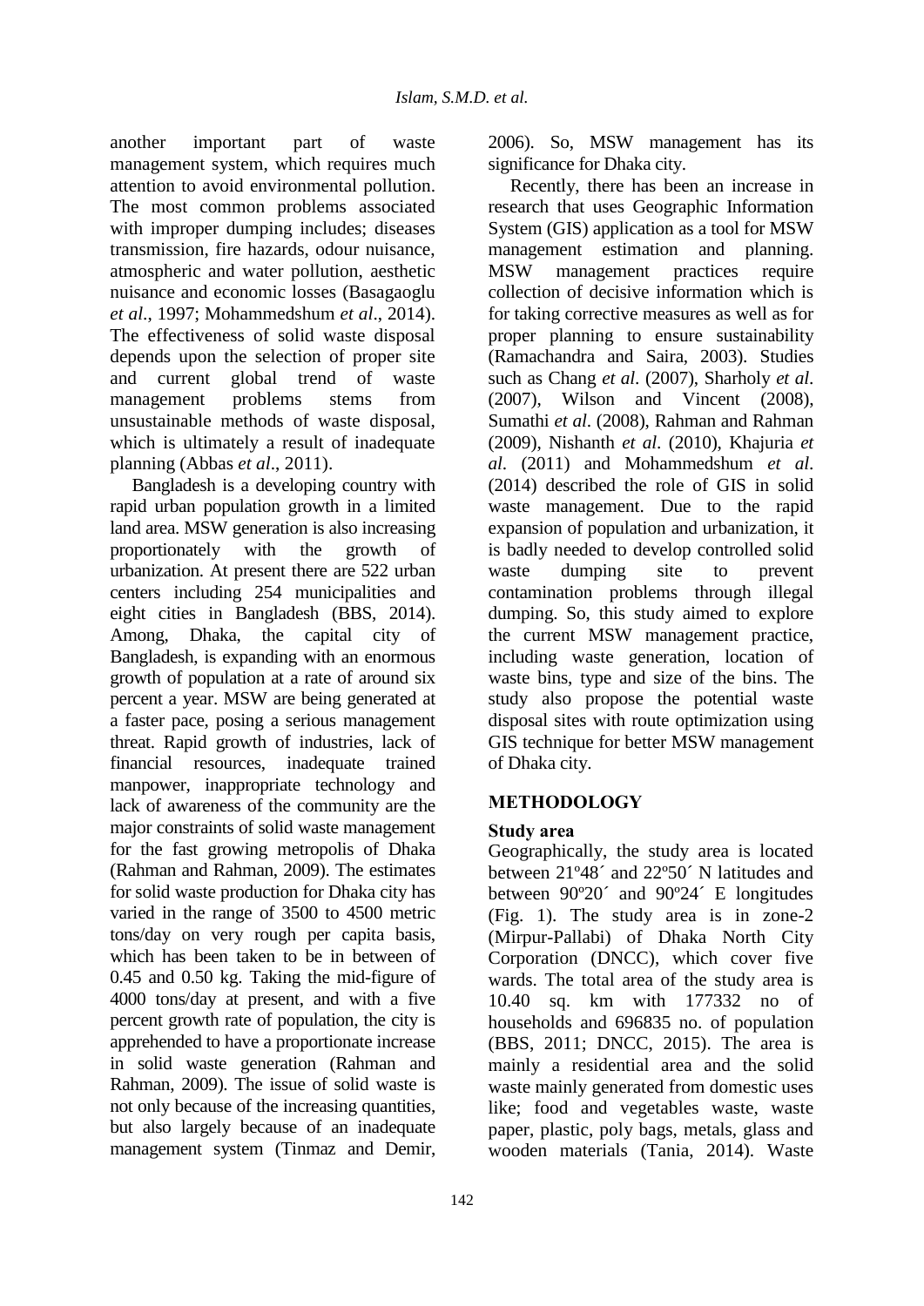another important part of waste management system, which requires much attention to avoid environmental pollution. The most common problems associated with improper dumping includes; diseases transmission, fire hazards, odour nuisance, atmospheric and water pollution, aesthetic nuisance and economic losses (Basagaoglu *et al*., 1997; Mohammedshum *et al*., 2014). The effectiveness of solid waste disposal depends upon the selection of proper site and current global trend of waste management problems stems from unsustainable methods of waste disposal, which is ultimately a result of inadequate planning (Abbas *et al*., 2011).

Bangladesh is a developing country with rapid urban population growth in a limited land area. MSW generation is also increasing proportionately with the growth of urbanization. At present there are 522 urban centers including 254 municipalities and eight cities in Bangladesh (BBS, 2014). Among, Dhaka, the capital city of Bangladesh, is expanding with an enormous growth of population at a rate of around six percent a year. MSW are being generated at a faster pace, posing a serious management threat. Rapid growth of industries, lack of financial resources, inadequate trained manpower, inappropriate technology and lack of awareness of the community are the major constraints of solid waste management for the fast growing metropolis of Dhaka (Rahman and Rahman, 2009). The estimates for solid waste production for Dhaka city has varied in the range of 3500 to 4500 metric tons/day on very rough per capita basis, which has been taken to be in between of 0.45 and 0.50 kg. Taking the mid-figure of 4000 tons/day at present, and with a five percent growth rate of population, the city is apprehended to have a proportionate increase in solid waste generation (Rahman and Rahman, 2009). The issue of solid waste is not only because of the increasing quantities, but also largely because of an inadequate management system (Tinmaz and Demir, 2006). So, MSW management has its significance for Dhaka city.

Recently, there has been an increase in research that uses Geographic Information System (GIS) application as a tool for MSW management estimation and planning. MSW management practices require collection of decisive information which is for taking corrective measures as well as for proper planning to ensure sustainability (Ramachandra and Saira, 2003). Studies such as Chang *et al*. (2007), Sharholy *et al*. (2007), Wilson and Vincent (2008), Sumathi *et al*. (2008), Rahman and Rahman (2009), Nishanth *et al*. (2010), Khajuria *et al*. (2011) and Mohammedshum *et al*. (2014) described the role of GIS in solid waste management. Due to the rapid expansion of population and urbanization, it is badly needed to develop controlled solid waste dumping site to prevent contamination problems through illegal dumping. So, this study aimed to explore the current MSW management practice, including waste generation, location of waste bins, type and size of the bins. The study also propose the potential waste disposal sites with route optimization using GIS technique for better MSW management of Dhaka city.

## METHODOLOGY

### Study area

Geographically, the study area is located between 21º48´ and 22º50´ N latitudes and between 90º20´ and 90º24´ E longitudes (Fig. 1). The study area is in zone-2 (Mirpur-Pallabi) of Dhaka North City Corporation (DNCC), which cover five wards. The total area of the study area is 10.40 sq. km with 177332 no of households and 696835 no. of population (BBS, 2011; DNCC, 2015). The area is mainly a residential area and the solid waste mainly generated from domestic uses like; food and vegetables waste, waste paper, plastic, poly bags, metals, glass and wooden materials (Tania, 2014). Waste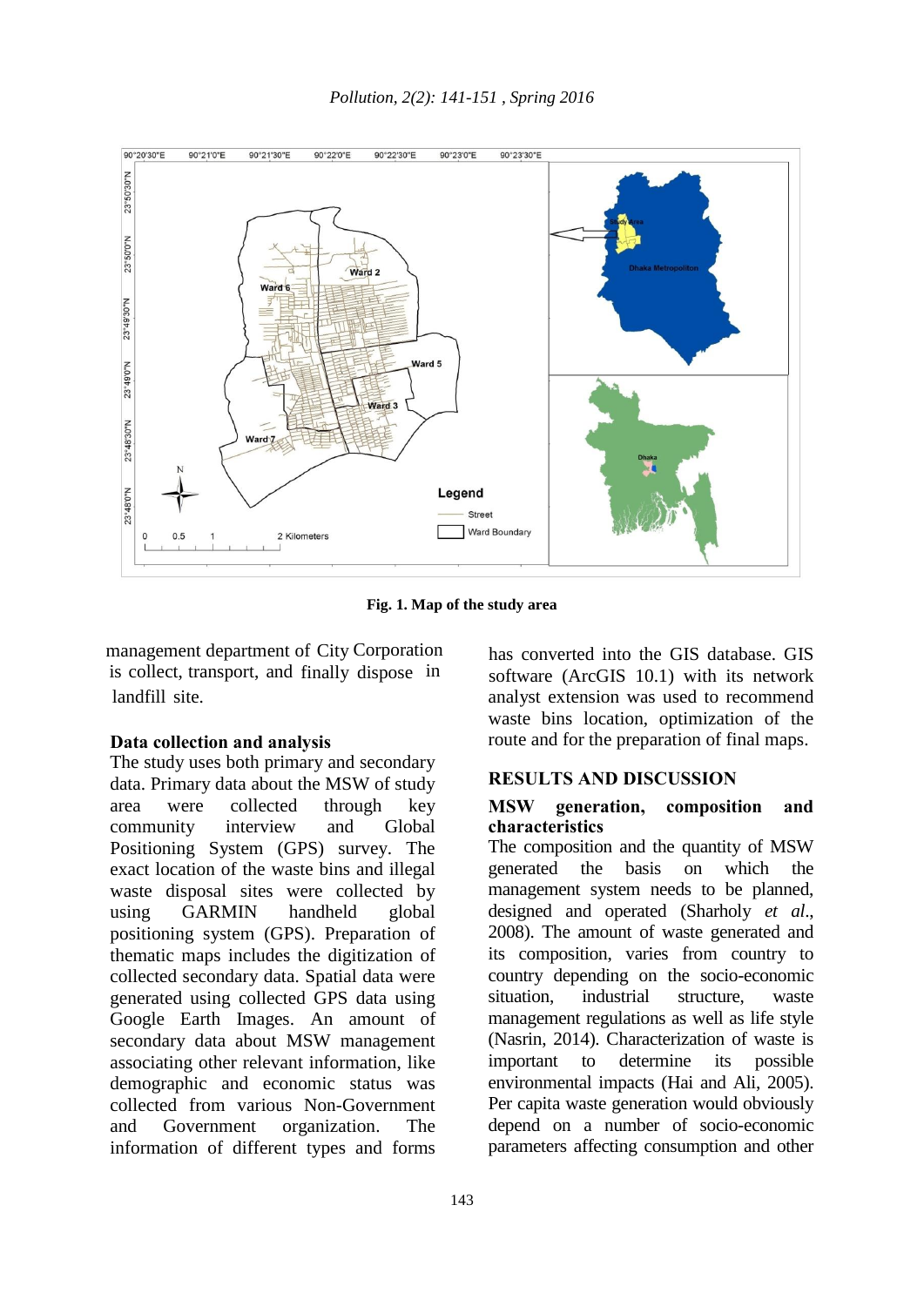Fig. 1. Map of the study area

management department of City Corporation is collect, transport, and finally dispose in landfill site.

### Data collection and analysis

The study uses both primary and secondary data. Primary data about the MSW of study area were collected through key community interview and Global Positioning System (GPS) survey. The exact location of the waste bins and illegal waste disposal sites were collected by using GARMIN handheld global positioning system (GPS). Preparation of thematic maps includes the digitization of collected secondary data. Spatial data were generated using collected GPS data using Google Earth Images. An amount of secondary data about MSW management associating other relevant information, like demographic and economic status was collected from various Non-Government and Government organization. The information of different types and forms has converted into the GIS database. GIS software (ArcGIS 10.1) with its network analyst extension was used to recommend waste bins location, optimization of the route and for the preparation of final maps.

## RESULTS AND DISCUSSION

### MSW generation, composition and characteristics

The composition and the quantity of MSW generated the basis on which the management system needs to be planned, designed and operated (Sharholy *et al*., 2008). The amount of waste generated and its composition, varies from country to country depending on the socio-economic situation, industrial structure, waste management regulations as well as life style (Nasrin, 2014). Characterization of waste is important to determine its possible environmental impacts (Hai and Ali, 2005). Per capita waste generation would obviously depend on a number of socio-economic parameters affecting consumption and other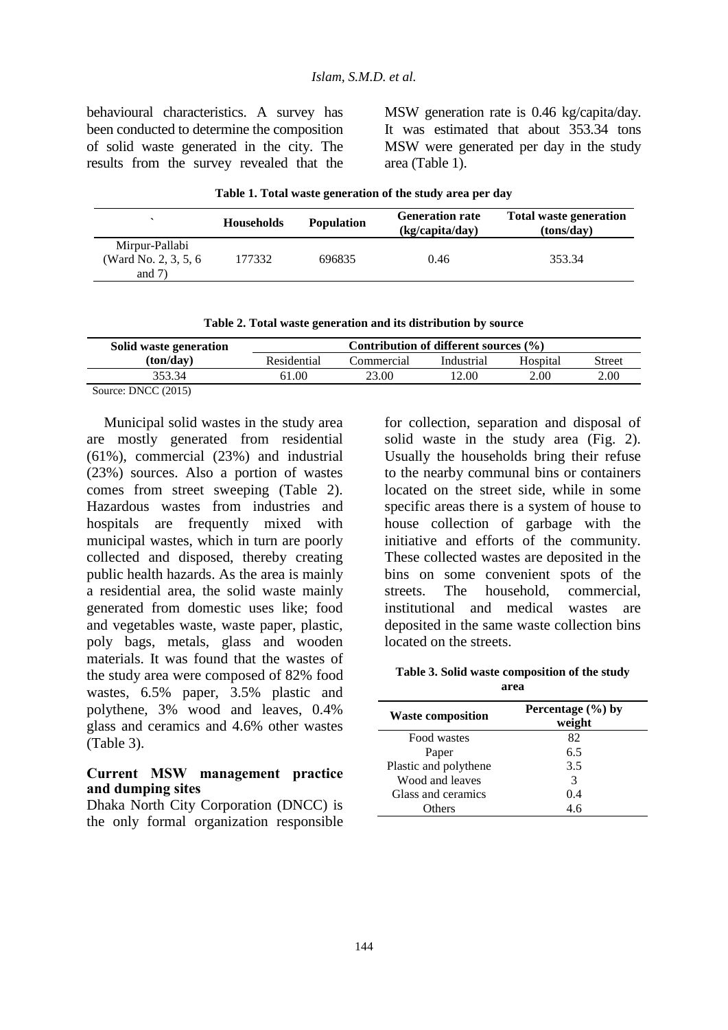behavioural characteristics. A survey has been conducted to determine the composition of solid waste generated in the city. The results from the survey revealed that the MSW generation rate is 0.46 kg/capita/day. It was estimated that about 353.34 tons MSW were generated per day in the study area (Table 1).

**Table 1. Total waste generation of the study area per day**

| ` | Households | Population | Generation rate (kg/capita/day) | Total waste generation (tons/day) |
|---|---|---|---|---|
| Mirpur-Pallabi (Ward No. 2, 3, 5, 6 and 7) | 177332 | 696835 | 0.46 | 353.34 |

**Table 2. Total waste generation and its distribution by source**

| Solid waste generation (ton/day) | Contribution of different sources (%) | | | | |
|---|---|---|---|---|---|
| | Residential | Commercial | Industrial | Hospital | Street |
| 353.34 | 61.00 | 23.00 | 12.00 | 2.00 | 2.00 |

Source: DNCC (2015)

Municipal solid wastes in the study area are mostly generated from residential (61%), commercial (23%) and industrial (23%) sources. Also a portion of wastes comes from street sweeping (Table 2). Hazardous wastes from industries and hospitals are frequently mixed with municipal wastes, which in turn are poorly collected and disposed, thereby creating public health hazards. As the area is mainly a residential area, the solid waste mainly generated from domestic uses like; food and vegetables waste, waste paper, plastic, poly bags, metals, glass and wooden materials. It was found that the wastes of the study area were composed of 82% food wastes, 6.5% paper, 3.5% plastic and polythene, 3% wood and leaves, 0.4% glass and ceramics and 4.6% other wastes (Table 3).

### Current MSW management practice and dumping sites

Dhaka North City Corporation (DNCC) is the only formal organization responsible for collection, separation and disposal of solid waste in the study area (Fig. 2). Usually the households bring their refuse to the nearby communal bins or containers located on the street side, while in some specific areas there is a system of house to house collection of garbage with the initiative and efforts of the community. These collected wastes are deposited in the bins on some convenient spots of the streets. The household, commercial, institutional and medical wastes are deposited in the same waste collection bins located on the streets.

**Table 3. Solid waste composition of the study area**

| Waste composition | Percentage (%) by weight |
|---|---|
| Food wastes | 82 |
| Paper | 6.5 |
| Plastic and polythene | 3.5 |
| Wood and leaves | 3 |
| Glass and ceramics | 0.4 |
| Others | 4.6 |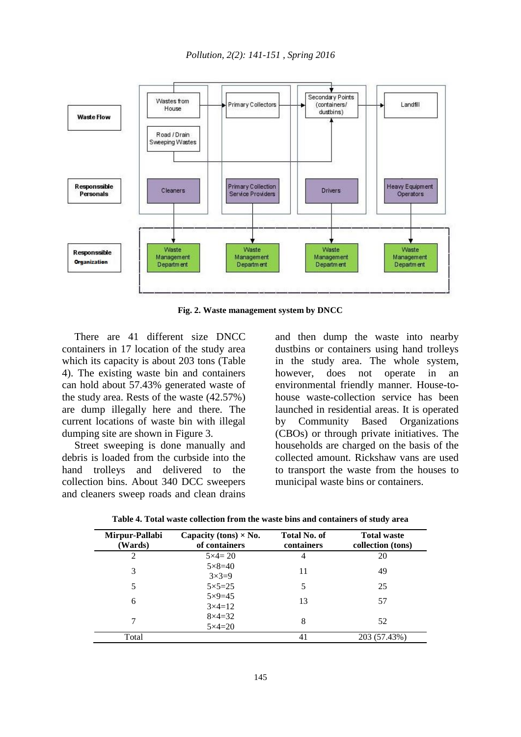Fig. 2. Waste management system by DNCC

There are 41 different size DNCC containers in 17 location of the study area which its capacity is about 203 tons (Table 4). The existing waste bin and containers can hold about 57.43% generated waste of the study area. Rests of the waste (42.57%) are dump illegally here and there. The current locations of waste bin with illegal dumping site are shown in Figure 3.

Street sweeping is done manually and debris is loaded from the curbside into the hand trolleys and delivered to the collection bins. About 340 DCC sweepers and cleaners sweep roads and clean drains and then dump the waste into nearby dustbins or containers using hand trolleys in the study area. The whole system, however, does not operate in an environmental friendly manner. House-to-house waste-collection service has been launched in residential areas. It is operated by Community Based Organizations (CBOs) or through private initiatives. The households are charged on the basis of the collected amount. Rickshaw vans are used to transport the waste from the houses to municipal waste bins or containers.

**Table 4. Total waste collection from the waste bins and containers of study area**

| Mirpur-Pallabi (Wards) | Capacity (tons) × No. of containers | Total No. of containers | Total waste collection (tons) |
|---|---|---|---|
| 2 | 5×4= 20 | 4 | 20 |
| 3 | 5×8=40<br>3×3=9 | 11 | 49 |
| 5 | 5×5=25 | 5 | 25 |
| 6 | 5×9=45<br>3×4=12 | 13 | 57 |
| 7 | 8×4=32<br>5×4=20 | 8 | 52 |
| Total | | 41 | 203 (57.43%) |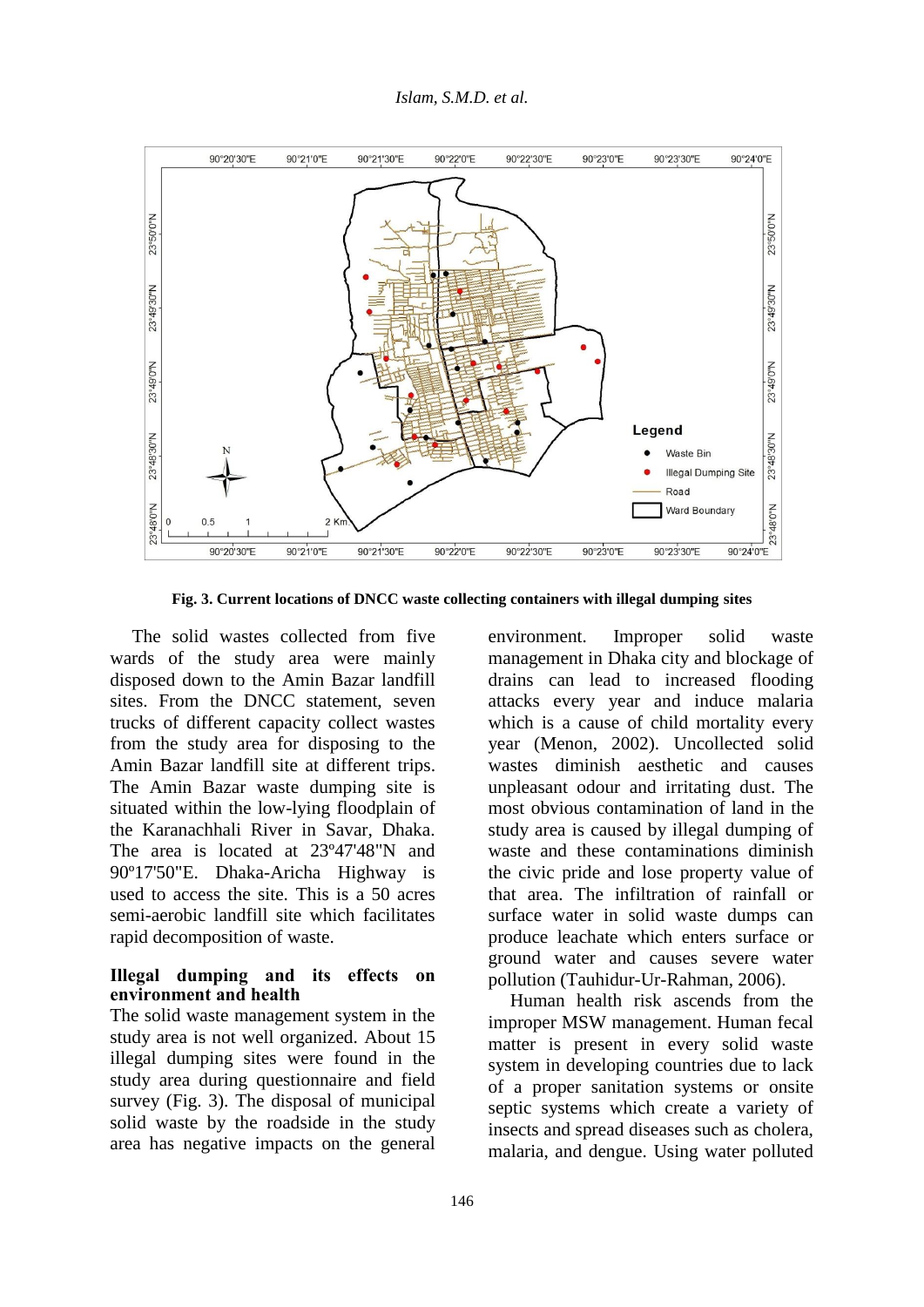**Fig. 3. Current locations of DNCC waste collecting containers with illegal dumping sites**

The solid wastes collected from five wards of the study area were mainly disposed down to the Amin Bazar landfill sites. From the DNCC statement, seven trucks of different capacity collect wastes from the study area for disposing to the Amin Bazar landfill site at different trips. The Amin Bazar waste dumping site is situated within the low-lying floodplain of the Karanachhali River in Savar, Dhaka. The area is located at 23º47'48"N and 90º17'50"E. Dhaka-Aricha Highway is used to access the site. This is a 50 acres semi-aerobic landfill site which facilitates rapid decomposition of waste.

## Illegal dumping and its effects on environment and health

The solid waste management system in the study area is not well organized. About 15 illegal dumping sites were found in the study area during questionnaire and field survey (Fig. 3). The disposal of municipal solid waste by the roadside in the study area has negative impacts on the general environment. Improper solid waste management in Dhaka city and blockage of drains can lead to increased flooding attacks every year and induce malaria which is a cause of child mortality every year (Menon, 2002). Uncollected solid wastes diminish aesthetic and causes unpleasant odour and irritating dust. The most obvious contamination of land in the study area is caused by illegal dumping of waste and these contaminations diminish the civic pride and lose property value of that area. The infiltration of rainfall or surface water in solid waste dumps can produce leachate which enters surface or ground water and causes severe water pollution (Tauhidur-Ur-Rahman, 2006).

Human health risk ascends from the improper MSW management. Human fecal matter is present in every solid waste system in developing countries due to lack of a proper sanitation systems or onsite septic systems which create a variety of insects and spread diseases such as cholera, malaria, and dengue. Using water polluted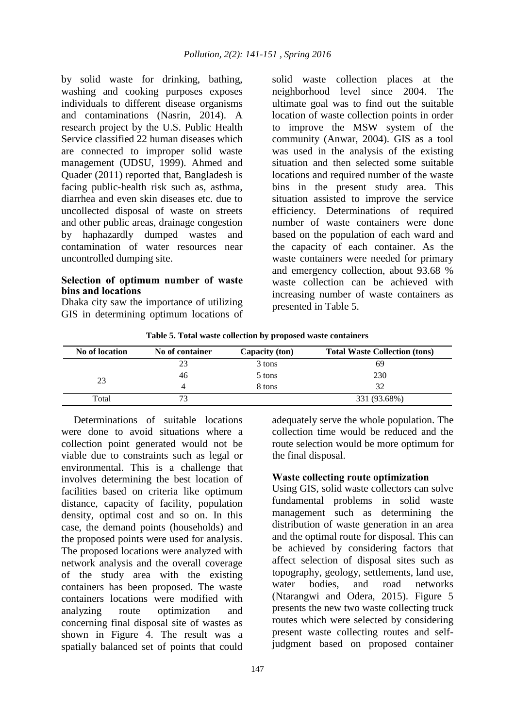by solid waste for drinking, bathing, washing and cooking purposes exposes individuals to different disease organisms and contaminations (Nasrin, 2014). A research project by the U.S. Public Health Service classified 22 human diseases which are connected to improper solid waste management (UDSU, 1999). Ahmed and Quader (2011) reported that, Bangladesh is facing public-health risk such as, asthma, diarrhea and even skin diseases etc. due to uncollected disposal of waste on streets and other public areas, drainage congestion by haphazardly dumped wastes and contamination of water resources near uncontrolled dumping site.

### Selection of optimum number of waste bins and locations

Dhaka city saw the importance of utilizing GIS in determining optimum locations of solid waste collection places at the neighborhood level since 2004. The ultimate goal was to find out the suitable location of waste collection points in order to improve the MSW system of the community (Anwar, 2004). GIS as a tool was used in the analysis of the existing situation and then selected some suitable locations and required number of the waste bins in the present study area. This situation assisted to improve the service efficiency. Determinations of required number of waste containers were done based on the population of each ward and the capacity of each container. As the waste containers were needed for primary and emergency collection, about 93.68 % waste collection can be achieved with increasing number of waste containers as presented in Table 5.

**Table 5. Total waste collection by proposed waste containers**

| No of location | No of container | Capacity (ton) | Total Waste Collection (tons) |
|---|---|---|---|
| 23 | 23 | 3 tons | 69 |
| | 46 | 5 tons | 230 |
| | 4 | 8 tons | 32 |
| Total | 73 | | 331 (93.68%) |

Determinations of suitable locations were done to avoid situations where a collection point generated would not be viable due to constraints such as legal or environmental. This is a challenge that involves determining the best location of facilities based on criteria like optimum distance, capacity of facility, population density, optimal cost and so on. In this case, the demand points (households) and the proposed points were used for analysis. The proposed locations were analyzed with network analysis and the overall coverage of the study area with the existing containers has been proposed. The waste containers locations were modified with analyzing route optimization and concerning final disposal site of wastes as shown in Figure 4. The result was a spatially balanced set of points that could adequately serve the whole population. The collection time would be reduced and the route selection would be more optimum for the final disposal.

### Waste collecting route optimization

Using GIS, solid waste collectors can solve fundamental problems in solid waste management such as determining the distribution of waste generation in an area and the optimal route for disposal. This can be achieved by considering factors that affect selection of disposal sites such as topography, geology, settlements, land use, water bodies, and road networks (Ntarangwi and Odera, 2015). Figure 5 presents the new two waste collecting truck routes which were selected by considering present waste collecting routes and self-judgment based on proposed container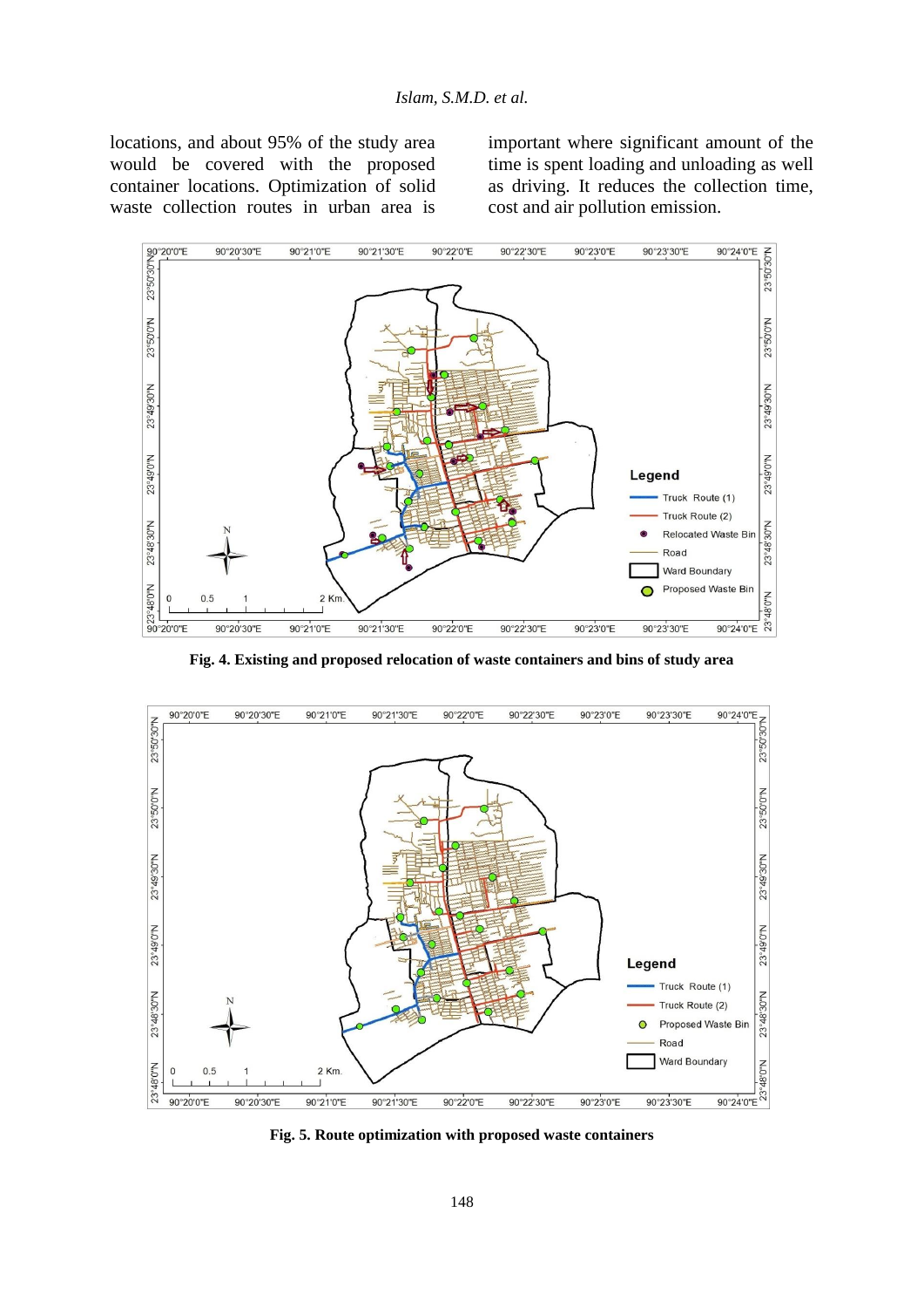locations, and about 95% of the study area would be covered with the proposed container locations. Optimization of solid waste collection routes in urban area is important where significant amount of the time is spent loading and unloading as well as driving. It reduces the collection time, cost and air pollution emission.

**Fig. 4. Existing and proposed relocation of waste containers and bins of study area**

**Fig. 5. Route optimization with proposed waste containers**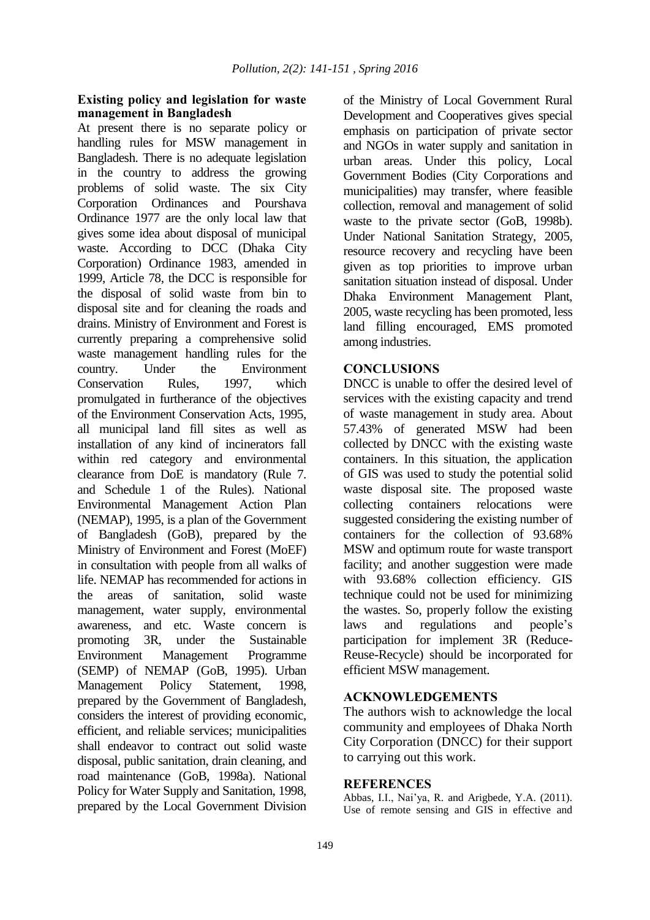### Existing policy and legislation for waste management in Bangladesh

At present there is no separate policy or handling rules for MSW management in Bangladesh. There is no adequate legislation in the country to address the growing problems of solid waste. The six City Corporation Ordinances and Pourshava Ordinance 1977 are the only local law that gives some idea about disposal of municipal waste. According to DCC (Dhaka City Corporation) Ordinance 1983, amended in 1999, Article 78, the DCC is responsible for the disposal of solid waste from bin to disposal site and for cleaning the roads and drains. Ministry of Environment and Forest is currently preparing a comprehensive solid waste management handling rules for the country. Under the Environment Conservation Rules, 1997, which promulgated in furtherance of the objectives of the Environment Conservation Acts, 1995, all municipal land fill sites as well as installation of any kind of incinerators fall within red category and environmental clearance from DoE is mandatory (Rule 7. and Schedule 1 of the Rules). National Environmental Management Action Plan (NEMAP), 1995, is a plan of the Government of Bangladesh (GoB), prepared by the Ministry of Environment and Forest (MoEF) in consultation with people from all walks of life. NEMAP has recommended for actions in the areas of sanitation, solid waste management, water supply, environmental awareness, and etc. Waste concern is promoting 3R, under the Sustainable Environment Management Programme (SEMP) of NEMAP (GoB, 1995). Urban Management Policy Statement, 1998, prepared by the Government of Bangladesh, considers the interest of providing economic, efficient, and reliable services; municipalities shall endeavor to contract out solid waste disposal, public sanitation, drain cleaning, and road maintenance (GoB, 1998a). National Policy for Water Supply and Sanitation, 1998, prepared by the Local Government Division of the Ministry of Local Government Rural Development and Cooperatives gives special emphasis on participation of private sector and NGOs in water supply and sanitation in urban areas. Under this policy, Local Government Bodies (City Corporations and municipalities) may transfer, where feasible collection, removal and management of solid waste to the private sector (GoB, 1998b). Under National Sanitation Strategy, 2005, resource recovery and recycling have been given as top priorities to improve urban sanitation situation instead of disposal. Under Dhaka Environment Management Plant, 2005, waste recycling has been promoted, less land filling encouraged, EMS promoted among industries.

## CONCLUSIONS

DNCC is unable to offer the desired level of services with the existing capacity and trend of waste management in study area. About 57.43% of generated MSW had been collected by DNCC with the existing waste containers. In this situation, the application of GIS was used to study the potential solid waste disposal site. The proposed waste collecting containers relocations were suggested considering the existing number of containers for the collection of 93.68% MSW and optimum route for waste transport facility; and another suggestion were made with 93.68% collection efficiency. GIS technique could not be used for minimizing the wastes. So, properly follow the existing laws and regulations and people's participation for implement 3R (Reduce-Reuse-Recycle) should be incorporated for efficient MSW management.

## ACKNOWLEDGEMENTS

The authors wish to acknowledge the local community and employees of Dhaka North City Corporation (DNCC) for their support to carrying out this work.

## REFERENCES

Abbas, I.I., Nai'ya, R. and Arigbede, Y.A. (2011). Use of remote sensing and GIS in effective and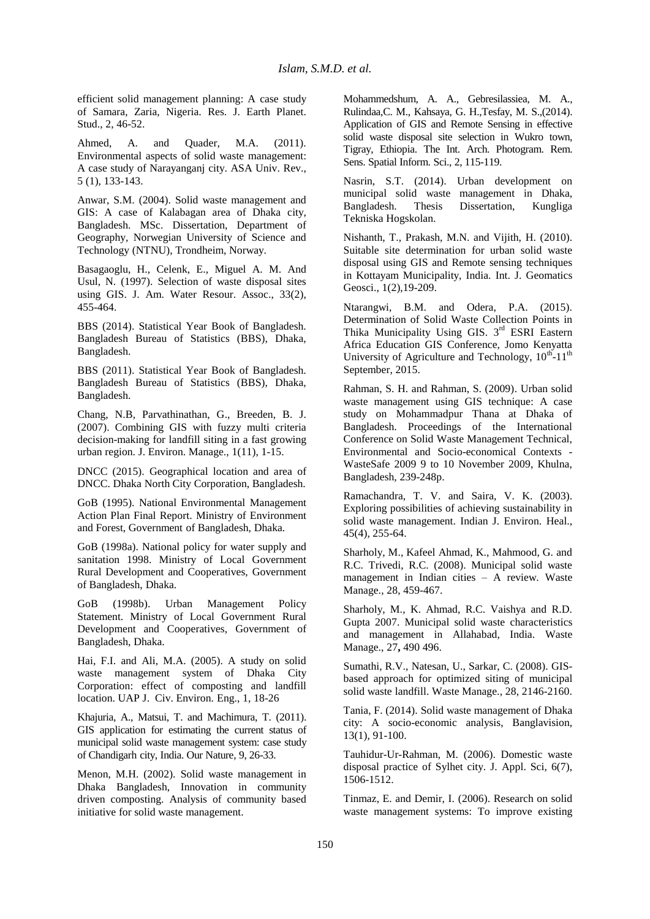efficient solid management planning: A case study of Samara, Zaria, Nigeria. Res. J. Earth Planet. Stud., 2, 46-52.

Ahmed, A. and Quader, M.A. (2011). Environmental aspects of solid waste management: A case study of Narayanganj city. ASA Univ. Rev., 5 (1), 133-143.

Anwar, S.M. (2004). Solid waste management and GIS: A case of Kalabagan area of Dhaka city, Bangladesh. MSc. Dissertation, Department of Geography, Norwegian University of Science and Technology (NTNU), Trondheim, Norway.

Basagaoglu, H., Celenk, E., Miguel A. M. And Usul, N. (1997). Selection of waste disposal sites using GIS. J. Am. Water Resour. Assoc., 33(2), 455-464.

BBS (2014). Statistical Year Book of Bangladesh. Bangladesh Bureau of Statistics (BBS), Dhaka, Bangladesh.

BBS (2011). Statistical Year Book of Bangladesh. Bangladesh Bureau of Statistics (BBS), Dhaka, Bangladesh.

Chang, N.B, Parvathinathan, G., Breeden, B. J. (2007). Combining GIS with fuzzy multi criteria decision-making for landfill siting in a fast growing urban region. J. Environ. Manage., 1(11), 1-15.

DNCC (2015). Geographical location and area of DNCC. Dhaka North City Corporation, Bangladesh.

GoB (1995). National Environmental Management Action Plan Final Report. Ministry of Environment and Forest, Government of Bangladesh, Dhaka.

GoB (1998a). National policy for water supply and sanitation 1998. Ministry of Local Government Rural Development and Cooperatives, Government of Bangladesh, Dhaka.

GoB (1998b). Urban Management Policy Statement. Ministry of Local Government Rural Development and Cooperatives, Government of Bangladesh, Dhaka.

Hai, F.I. and Ali, M.A. (2005). A study on solid waste management system of Dhaka City Corporation: effect of composting and landfill location. UAP J. Civ. Environ. Eng., 1, 18-26

Khajuria, A., Matsui, T. and Machimura, T. (2011). GIS application for estimating the current status of municipal solid waste management system: case study of Chandigarh city, India. Our Nature, 9, 26-33.

Menon, M.H. (2002). Solid waste management in Dhaka Bangladesh, Innovation in community driven composting. Analysis of community based initiative for solid waste management.

Mohammedshum, A. A., Gebresilassiea, M. A., Rulindaa,C. M., Kahsaya, G. H.,Tesfay, M. S.,(2014). Application of GIS and Remote Sensing in effective solid waste disposal site selection in Wukro town, Tigray, Ethiopia. The Int. Arch. Photogram. Rem. Sens. Spatial Inform. Sci., 2, 115-119.

Nasrin, S.T. (2014). Urban development on municipal solid waste management in Dhaka, Bangladesh. Thesis Dissertation, Kungliga Tekniska Hogskolan.

Nishanth, T., Prakash, M.N. and Vijith, H. (2010). Suitable site determination for urban solid waste disposal using GIS and Remote sensing techniques in Kottayam Municipality, India. Int. J. Geomatics Geosci., 1(2),19-209.

Ntarangwi, B.M. and Odera, P.A. (2015). Determination of Solid Waste Collection Points in Thika Municipality Using GIS. 3rd ESRI Eastern Africa Education GIS Conference, Jomo Kenyatta University of Agriculture and Technology, 10th-11th September, 2015.

Rahman, S. H. and Rahman, S. (2009). Urban solid waste management using GIS technique: A case study on Mohammadpur Thana at Dhaka of Bangladesh. Proceedings of the International Conference on Solid Waste Management Technical, Environmental and Socio-economical Contexts - WasteSafe 2009 9 to 10 November 2009, Khulna, Bangladesh, 239-248p.

Ramachandra, T. V. and Saira, V. K. (2003). Exploring possibilities of achieving sustainability in solid waste management. Indian J. Environ. Heal., 45(4), 255-64.

Sharholy, M., Kafeel Ahmad, K., Mahmood, G. and R.C. Trivedi, R.C. (2008). Municipal solid waste management in Indian cities – A review. Waste Manage., 28, 459-467.

Sharholy, M., K. Ahmad, R.C. Vaishya and R.D. Gupta 2007. Municipal solid waste characteristics and management in Allahabad, India. Waste Manage., 27**,** 490 496.

Sumathi, R.V., Natesan, U., Sarkar, C. (2008). GIS-based approach for optimized siting of municipal solid waste landfill. Waste Manage., 28, 2146-2160.

Tania, F. (2014). Solid waste management of Dhaka city: A socio-economic analysis, Banglavision, 13(1), 91-100.

Tauhidur-Ur-Rahman, M. (2006). Domestic waste disposal practice of Sylhet city. J. Appl. Sci, 6(7), 1506-1512.

Tinmaz, E. and Demir, I. (2006). Research on solid waste management systems: To improve existing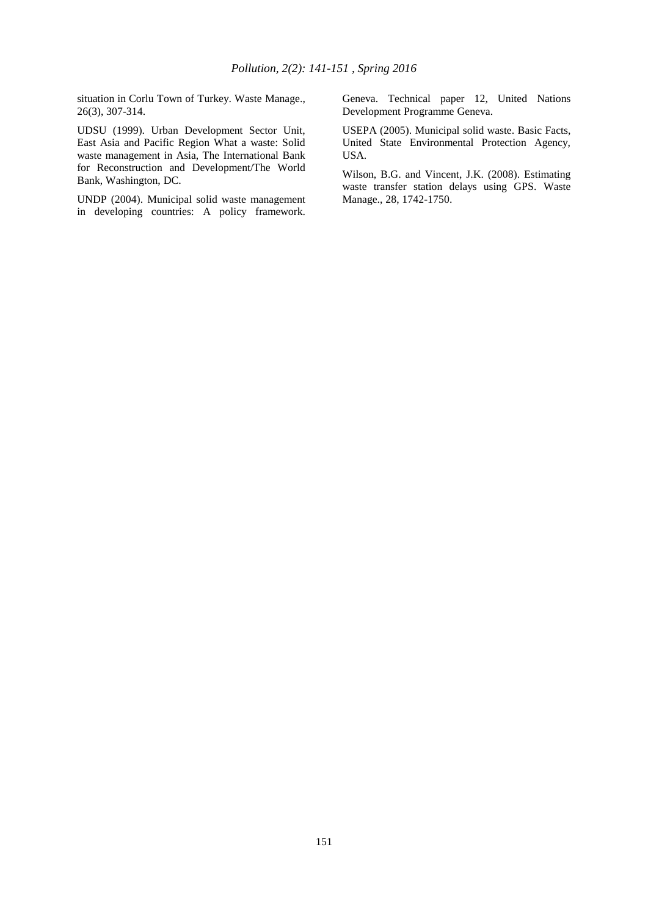situation in Corlu Town of Turkey. Waste Manage., 26(3), 307-314.

UDSU (1999). Urban Development Sector Unit, East Asia and Pacific Region What a waste: Solid waste management in Asia, The International Bank for Reconstruction and Development/The World Bank, Washington, DC.

UNDP (2004). Municipal solid waste management in developing countries: A policy framework. Geneva. Technical paper 12, United Nations Development Programme Geneva.

USEPA (2005). Municipal solid waste. Basic Facts, United State Environmental Protection Agency, USA.

Wilson, B.G. and Vincent, J.K. (2008). Estimating waste transfer station delays using GPS. Waste Manage., 28, 1742-1750.